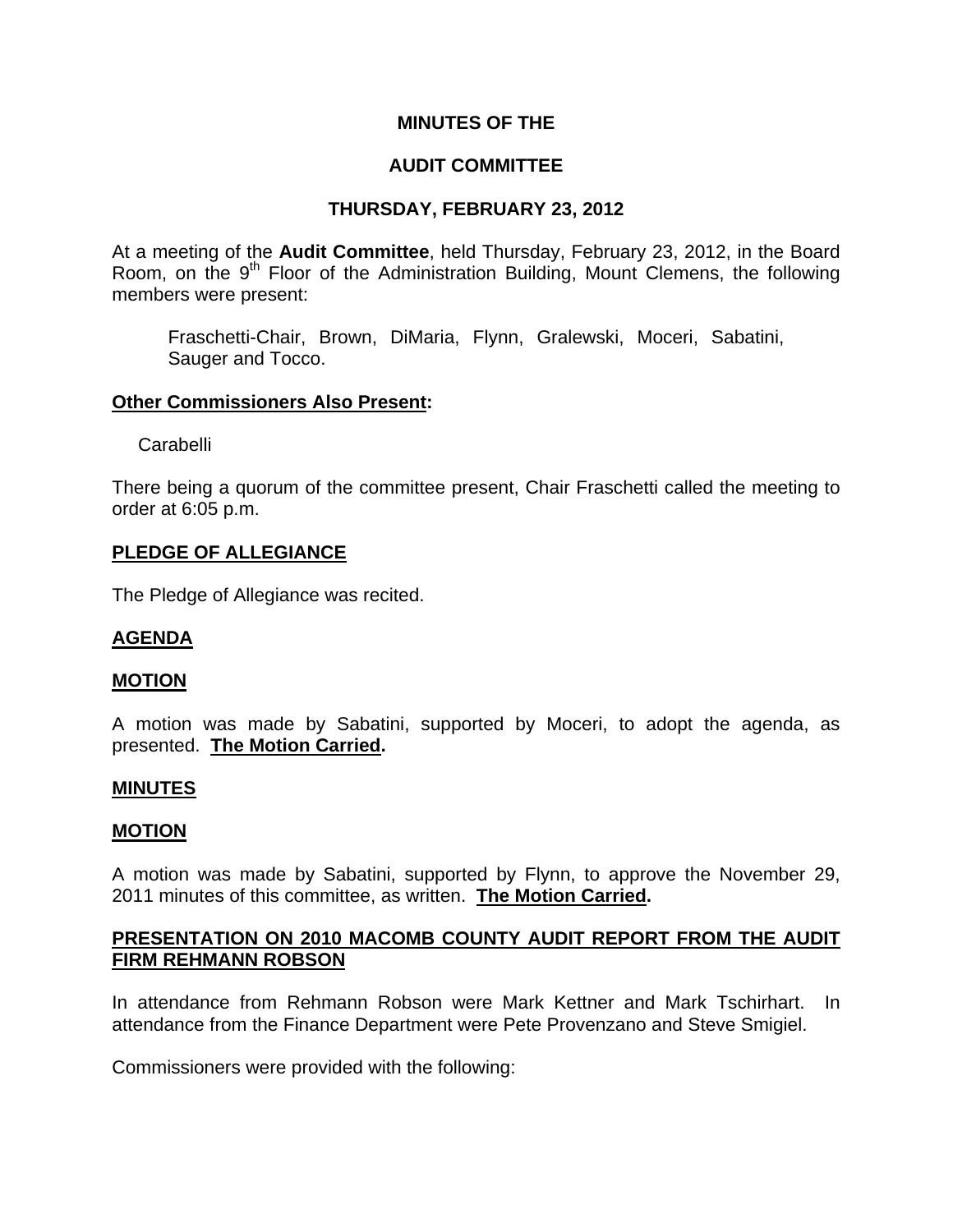# MINUTES OF THE

# AUDIT COMMITTEE

# THURSDAY, FEBRUARY 23, 2012

At a meeting of the **Audit Committee**, held Thursday, February 23, 2012, in the Board Room, on the 9th Floor of the Administration Building, Mount Clemens, the following members were present:

Fraschetti-Chair, Brown, DiMaria, Flynn, Gralewski, Moceri, Sabatini, Sauger and Tocco.

**Other Commissioners Also Present:**

Carabelli

There being a quorum of the committee present, Chair Fraschetti called the meeting to order at 6:05 p.m.

**PLEDGE OF ALLEGIANCE**

The Pledge of Allegiance was recited.

**AGENDA**

**MOTION**

A motion was made by Sabatini, supported by Moceri, to adopt the agenda, as presented. **The Motion Carried.**

**MINUTES**

**MOTION**

A motion was made by Sabatini, supported by Flynn, to approve the November 29, 2011 minutes of this committee, as written. **The Motion Carried.**

**PRESENTATION ON 2010 MACOMB COUNTY AUDIT REPORT FROM THE AUDIT FIRM REHMANN ROBSON**

In attendance from Rehmann Robson were Mark Kettner and Mark Tschirhart. In attendance from the Finance Department were Pete Provenzano and Steve Smigiel.

Commissioners were provided with the following: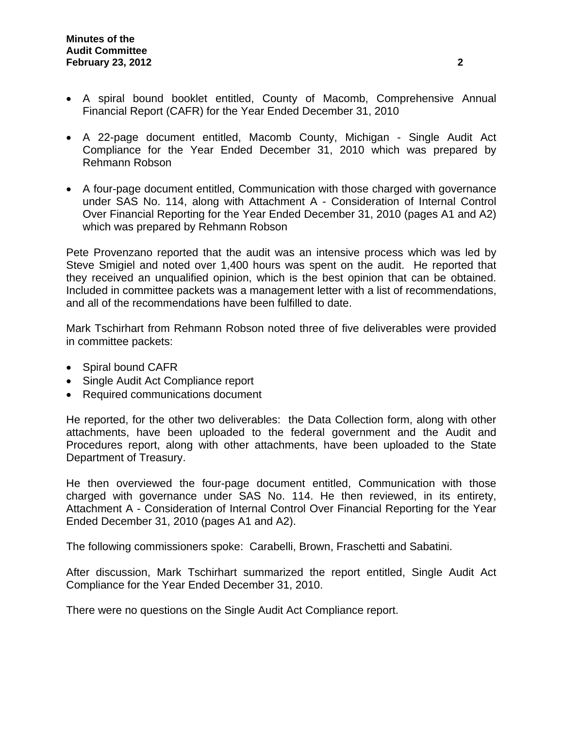- A spiral bound booklet entitled, County of Macomb, Comprehensive Annual Financial Report (CAFR) for the Year Ended December 31, 2010
- A 22-page document entitled, Macomb County, Michigan - Single Audit Act Compliance for the Year Ended December 31, 2010 which was prepared by Rehmann Robson
- A four-page document entitled, Communication with those charged with governance under SAS No. 114, along with Attachment A - Consideration of Internal Control Over Financial Reporting for the Year Ended December 31, 2010 (pages A1 and A2) which was prepared by Rehmann Robson

Pete Provenzano reported that the audit was an intensive process which was led by Steve Smigiel and noted over 1,400 hours was spent on the audit. He reported that they received an unqualified opinion, which is the best opinion that can be obtained. Included in committee packets was a management letter with a list of recommendations, and all of the recommendations have been fulfilled to date.

Mark Tschirhart from Rehmann Robson noted three of five deliverables were provided in committee packets:

- Spiral bound CAFR
- Single Audit Act Compliance report
- Required communications document

He reported, for the other two deliverables: the Data Collection form, along with other attachments, have been uploaded to the federal government and the Audit and Procedures report, along with other attachments, have been uploaded to the State Department of Treasury.

He then overviewed the four-page document entitled, Communication with those charged with governance under SAS No. 114. He then reviewed, in its entirety, Attachment A - Consideration of Internal Control Over Financial Reporting for the Year Ended December 31, 2010 (pages A1 and A2).

The following commissioners spoke: Carabelli, Brown, Fraschetti and Sabatini.

After discussion, Mark Tschirhart summarized the report entitled, Single Audit Act Compliance for the Year Ended December 31, 2010.

There were no questions on the Single Audit Act Compliance report.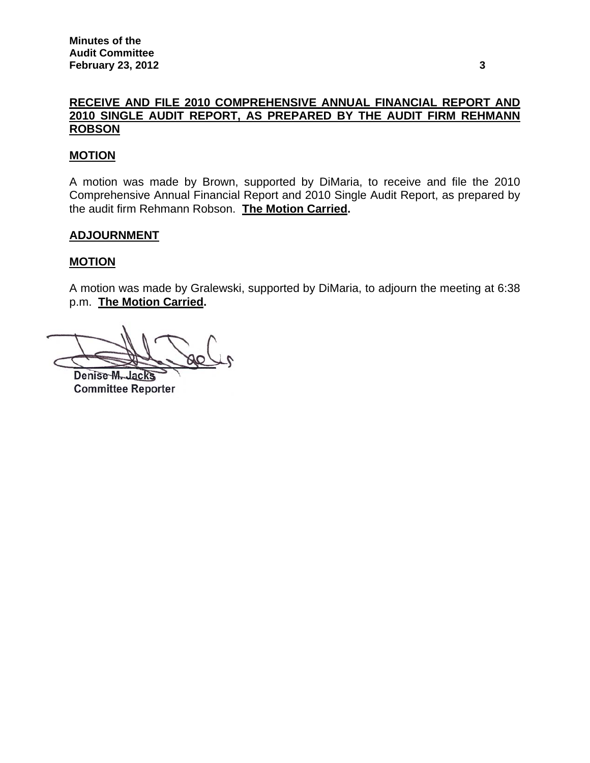**RECEIVE AND FILE 2010 COMPREHENSIVE ANNUAL FINANCIAL REPORT AND 2010 SINGLE AUDIT REPORT, AS PREPARED BY THE AUDIT FIRM REHMANN ROBSON**

**MOTION**

A motion was made by Brown, supported by DiMaria, to receive and file the 2010 Comprehensive Annual Financial Report and 2010 Single Audit Report, as prepared by the audit firm Rehmann Robson. **The Motion Carried.**

**ADJOURNMENT**

**MOTION**

A motion was made by Gralewski, supported by DiMaria, to adjourn the meeting at 6:38 p.m. **The Motion Carried.**

Denise M. Jacks
Committee Reporter